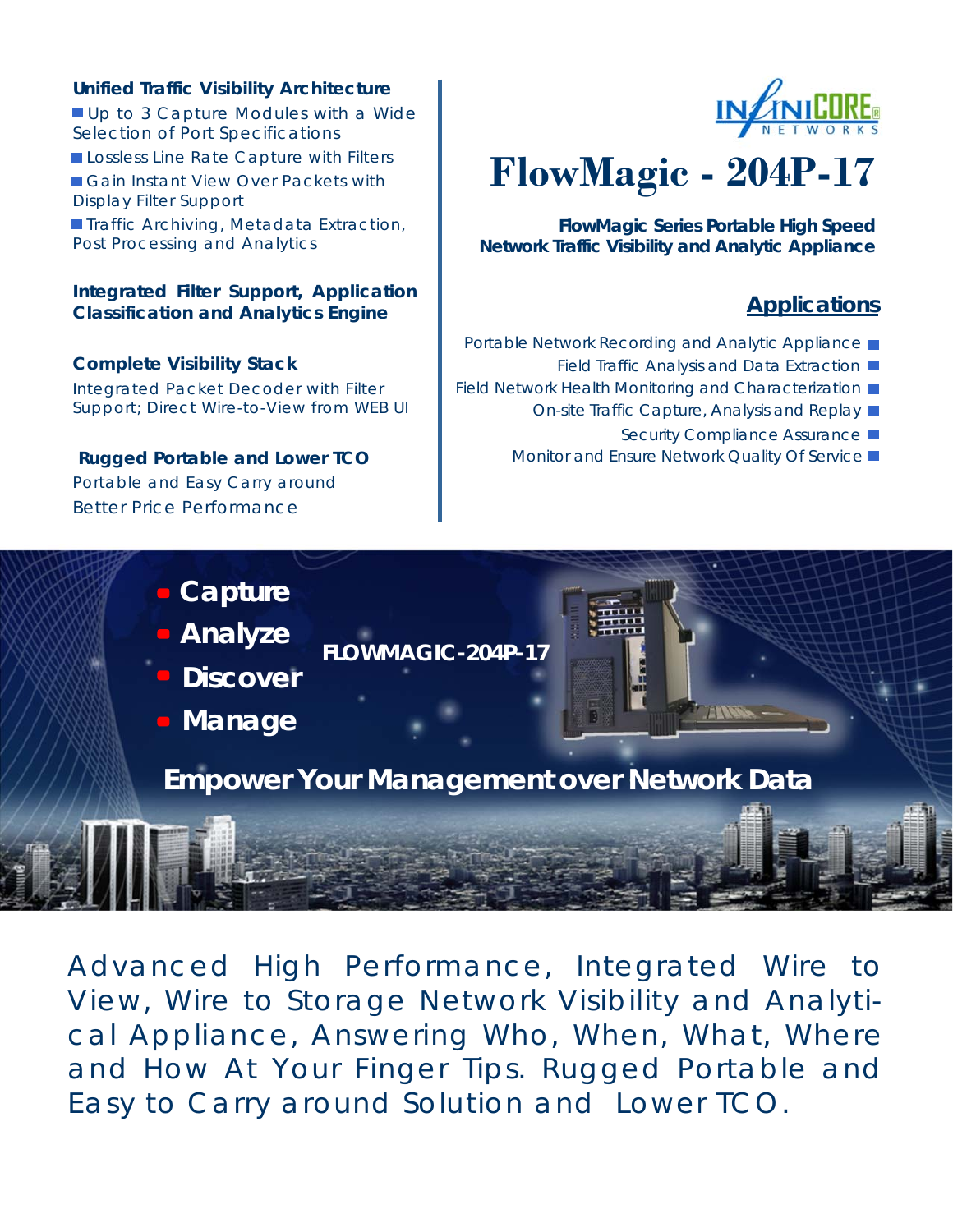# FlowMagic - 204P-17

**FlowMagic Series Portable High Speed Network Traffic Visibility and Analytic Appliance**

### Unified Traffic Visibility Architecture

- Up to 3 Capture Modules with a Wide Selection of Port Specifications
- Lossless Line Rate Capture with Filters
- Gain Instant View Over Packets with Display Filter Support
- Traffic Archiving, Metadata Extraction, Post Processing and Analytics

### Integrated Filter Support, Application Classification and Analytics Engine

### Complete Visibility Stack

Integrated Packet Decoder with Filter Support; Direct Wire-to-View from WEB UI

### Rugged Portable and Lower TCO

Portable and Easy Carry around

Better Price Performance

## Applications

- Portable Network Recording and Analytic Appliance
- Field Traffic Analysis and Data Extraction
- Field Network Health Monitoring and Characterization
- On-site Traffic Capture, Analysis and Replay
- Security Compliance Assurance
- Monitor and Ensure Network Quality Of Service

---

- **Capture**
- **Analyze**
- **Discover**
- **Manage**

**FLOWMAGIC-204P-17**

**Empower Your Management over Network Data**

Advanced High Performance, Integrated Wire to View, Wire to Storage Network Visibility and Analytical Appliance, Answering Who, When, What, Where and How At Your Finger Tips. Rugged Portable and Easy to Carry around Solution and Lower TCO.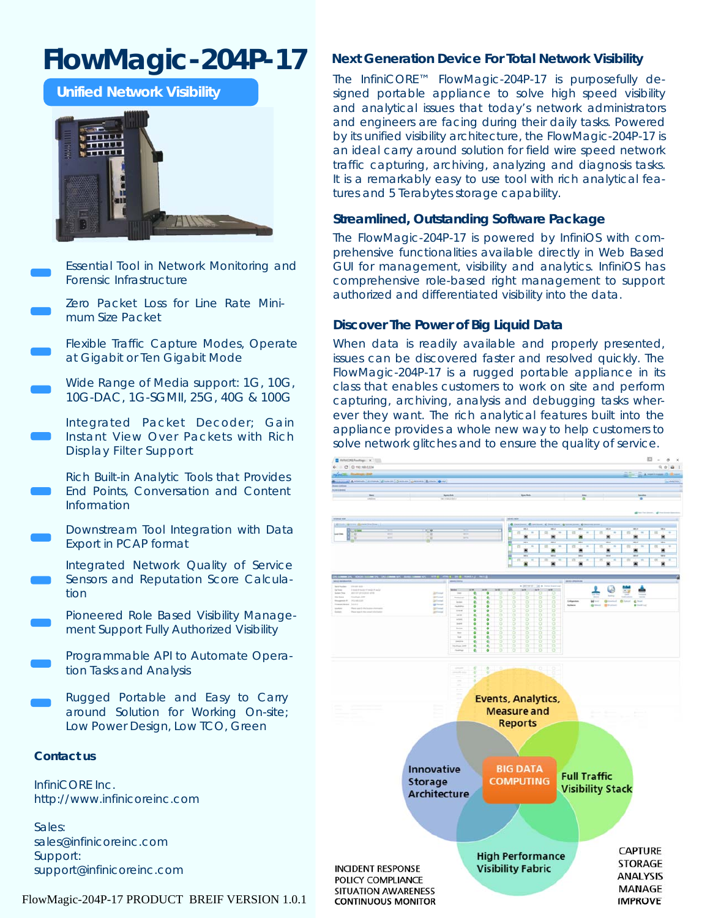# FlowMagic-204P-17

## Unified Network Visibility

- Essential Tool in Network Monitoring and Forensic Infrastructure
- Zero Packet Loss for Line Rate Minimum Size Packet
- Flexible Traffic Capture Modes, Operate at Gigabit or Ten Gigabit Mode
- Wide Range of Media support: 1G, 10G, 10G-DAC, 1G-SGMII, 25G, 40G & 100G
- Integrated Packet Decoder; Gain Instant View Over Packets with Rich Display Filter Support
- Rich Built-in Analytic Tools that Provides End Points, Conversation and Content Information
- Downstream Tool Integration with Data Export in PCAP format
- Integrated Network Quality of Service Sensors and Reputation Score Calculation
- Pioneered Role Based Visibility Management Support Fully Authorized Visibility
- Programmable API to Automate Operation Tasks and Analysis
- Rugged Portable and Easy to Carry around Solution for Working On-site; Low Power Design, Low TCO, Green

**Contact us**

InfiniCORE Inc.
http://www.infinicoreinc.com

Sales:
sales@infinicoreinc.com
Support:
support@infinicoreinc.com

### Next Generation Device For Total Network Visibility

The InfiniCORE™ FlowMagic-204P-17 is purposefully designed portable appliance to solve high speed visibility and analytical issues that today's network administrators and engineers are facing during their daily tasks. Powered by its unified visibility architecture, the FlowMagic-204P-17 is an ideal carry around solution for field wire speed network traffic capturing, archiving, analyzing and diagnosis tasks. It is a remarkably easy to use tool with rich analytical features and 5 Terabytes storage capability.

### Streamlined, Outstanding Software Package

The FlowMagic-204P-17 is powered by InfiniOS with comprehensive functionalities available directly in Web Based GUI for management, visibility and analytics. InfiniOS has comprehensive role-based right management to support authorized and differentiated visibility into the data.

### Discover The Power of Big Liquid Data

When data is readily available and properly presented, issues can be discovered faster and resolved quickly. The FlowMagic-204P-17 is a rugged portable appliance in its class that enables customers to work on site and perform capturing, archiving, analysis and debugging tasks wherever they want. The rich analytical features built into the appliance provides a whole new way to help customers to solve network glitches and to ensure the quality of service.

Events, Analytics, Measure and Reports

Innovative Storage Architecture

BIG DATA COMPUTING

Full Traffic Visibility Stack

High Performance Visibility Fabric

INCIDENT RESPONSE
POLICY COMPLIANCE
SITUATION AWARENESS
CONTINUOUS MONITOR

CAPTURE
STORAGE
ANALYSIS
MANAGE
IMPROVE

FlowMagic-204P-17 PRODUCT BREIF VERSION 1.0.1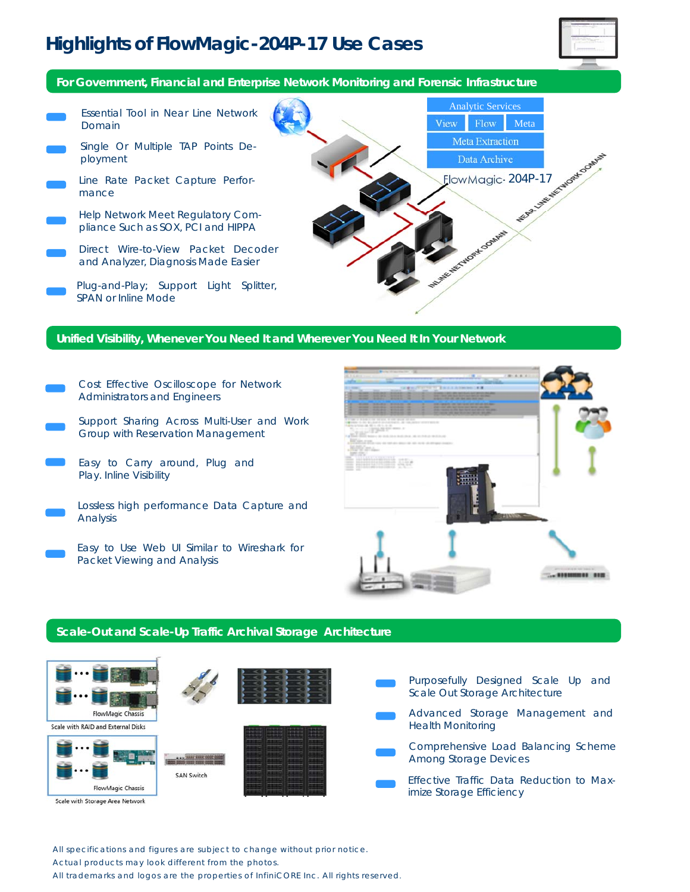# Highlights of FlowMagic-204P-17 Use Cases

## For Government, Financial and Enterprise Network Monitoring and Forensic Infrastructure

- Essential Tool in Near Line Network Domain
- Single Or Multiple TAP Points Deployment
- Line Rate Packet Capture Performance
- Help Network Meet Regulatory Compliance Such as SOX, PCI and HIPPA
- Direct Wire-to-View Packet Decoder and Analyzer, Diagnosis Made Easier
- Plug-and-Play; Support Light Splitter, SPAN or Inline Mode

## Unified Visibility, Whenever You Need It and Wherever You Need It In Your Network

- Cost Effective Oscilloscope for Network Administrators and Engineers
- Support Sharing Across Multi-User and Work Group with Reservation Management
- Easy to Carry around, Plug and Play. Inline Visibility
- Lossless high performance Data Capture and Analysis
- Easy to Use Web UI Similar to Wireshark for Packet Viewing and Analysis

## Scale-Out and Scale-Up Traffic Archival Storage Architecture

- Purposefully Designed Scale Up and Scale Out Storage Architecture
- Advanced Storage Management and Health Monitoring
- Comprehensive Load Balancing Scheme Among Storage Devices
- Effective Traffic Data Reduction to Maximize Storage Efficiency

All specifications and figures are subject to change without prior notice.
Actual products may look different from the photos.
All trademarks and logos are the properties of InfiniCORE Inc. All rights reserved.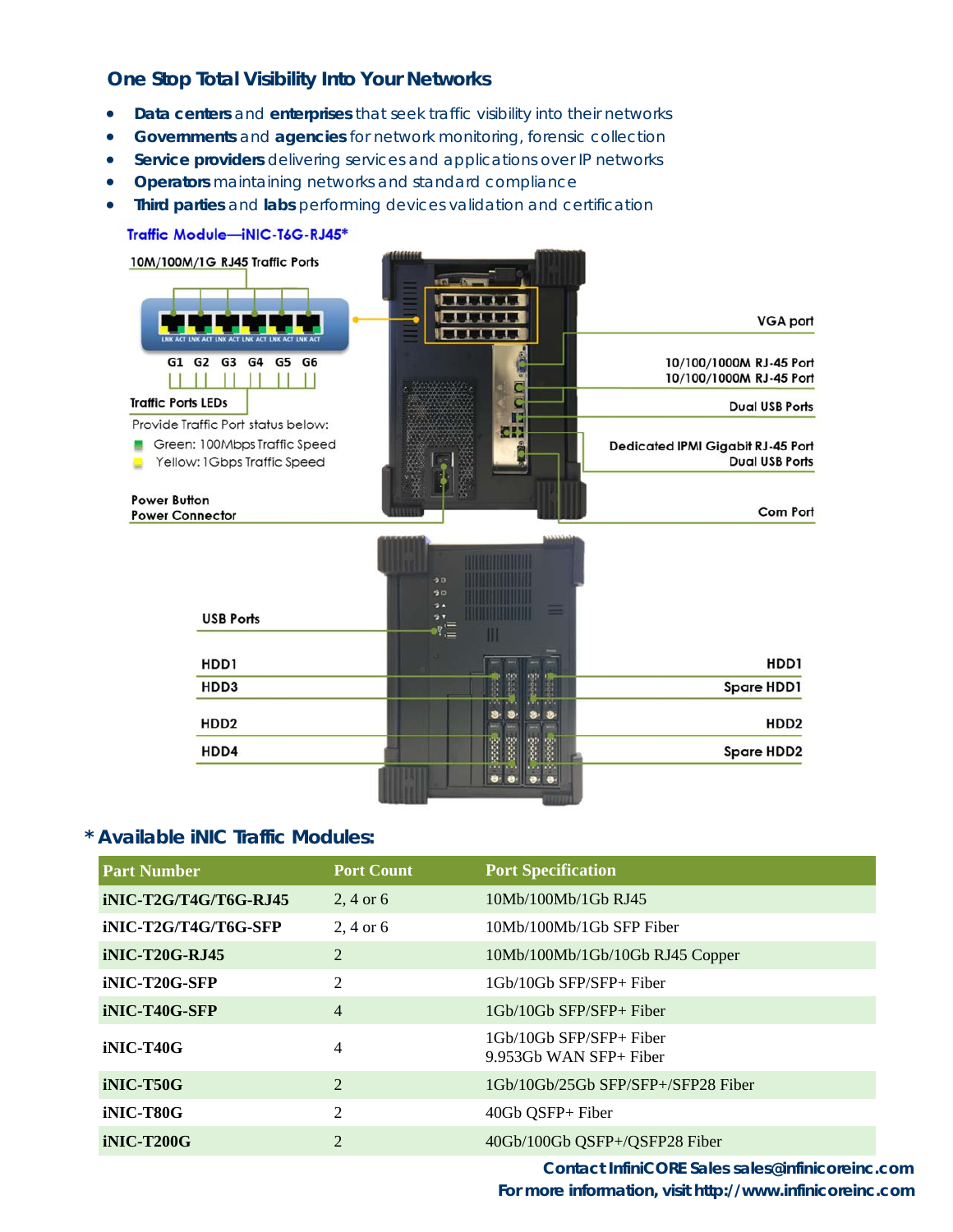## One Stop Total Visibility Into Your Networks

- **Data centers** and **enterprises** that seek traffic visibility into their networks
- **Governments** and **agencies** for network monitoring, forensic collection
- **Service providers** delivering services and applications over IP networks
- **Operators** maintaining networks and standard compliance
- **Third parties** and **labs** performing devices validation and certification

Traffic Module—iNIC-T6G-RJ45*

10M/100M/1G RJ45 Traffic Ports

G1 G2 G3 G4 G5 G6

Traffic Ports LEDs

Provide Traffic Port status below:

Green: 100Mbps Traffic Speed

Yellow: 1Gbps Traffic Speed

Power Button
Power Connector

VGA port

10/100/1000M RJ-45 Port
10/100/1000M RJ-45 Port

Dual USB Ports

Dedicated IPMI Gigabit RJ-45 Port
Dual USB Ports

Com Port

USB Ports

HDD1
HDD3
HDD2
HDD4

HDD1
Spare HDD1
HDD2
Spare HDD2

### * Available iNIC Traffic Modules:

| Part Number | Port Count | Port Specification |
|---|---|---|
| **iNIC-T2G/T4G/T6G-RJ45** | 2, 4 or 6 | 10Mb/100Mb/1Gb RJ45 |
| **iNIC-T2G/T4G/T6G-SFP** | 2, 4 or 6 | 10Mb/100Mb/1Gb SFP Fiber |
| **iNIC-T20G-RJ45** | 2 | 10Mb/100Mb/1Gb/10Gb RJ45 Copper |
| **iNIC-T20G-SFP** | 2 | 1Gb/10Gb SFP/SFP+ Fiber |
| **iNIC-T40G-SFP** | 4 | 1Gb/10Gb SFP/SFP+ Fiber |
| **iNIC-T40G** | 4 | 1Gb/10Gb SFP/SFP+ Fiber<br>9.953Gb WAN SFP+ Fiber |
| **iNIC-T50G** | 2 | 1Gb/10Gb/25Gb SFP/SFP+/SFP28 Fiber |
| **iNIC-T80G** | 2 | 40Gb QSFP+ Fiber |
| **iNIC-T200G** | 2 | 40Gb/100Gb QSFP+/QSFP28 Fiber |

**Contact InfiniCORE Sales sales@infinicoreinc.com**
**For more information, visit http://www.infinicoreinc.com**